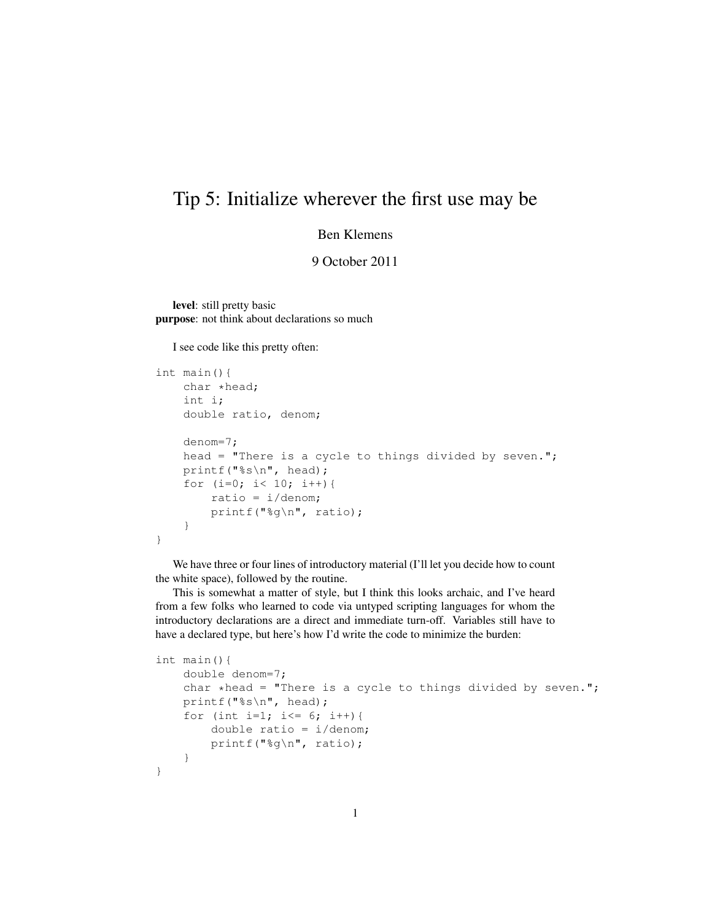# Tip 5: Initialize wherever the first use may be

Ben Klemens

9 October 2011

**level**: still pretty basic
**purpose**: not think about declarations so much

I see code like this pretty often:

```
int main(){
    char *head;
    int i;
    double ratio, denom;

    denom=7;
    head = "There is a cycle to things divided by seven.";
    printf("%s\n", head);
    for (i=0; i< 10; i++){
        ratio = i/denom;
        printf("%g\n", ratio);
    }
}
```

We have three or four lines of introductory material (I'll let you decide how to count the white space), followed by the routine.

This is somewhat a matter of style, but I think this looks archaic, and I've heard from a few folks who learned to code via untyped scripting languages for whom the introductory declarations are a direct and immediate turn-off. Variables still have to have a declared type, but here's how I'd write the code to minimize the burden:

```
int main(){
    double denom=7;
    char *head = "There is a cycle to things divided by seven.";
    printf("%s\n", head);
    for (int i=1; i<= 6; i++){
        double ratio = i/denom;
        printf("%g\n", ratio);
    }
}
```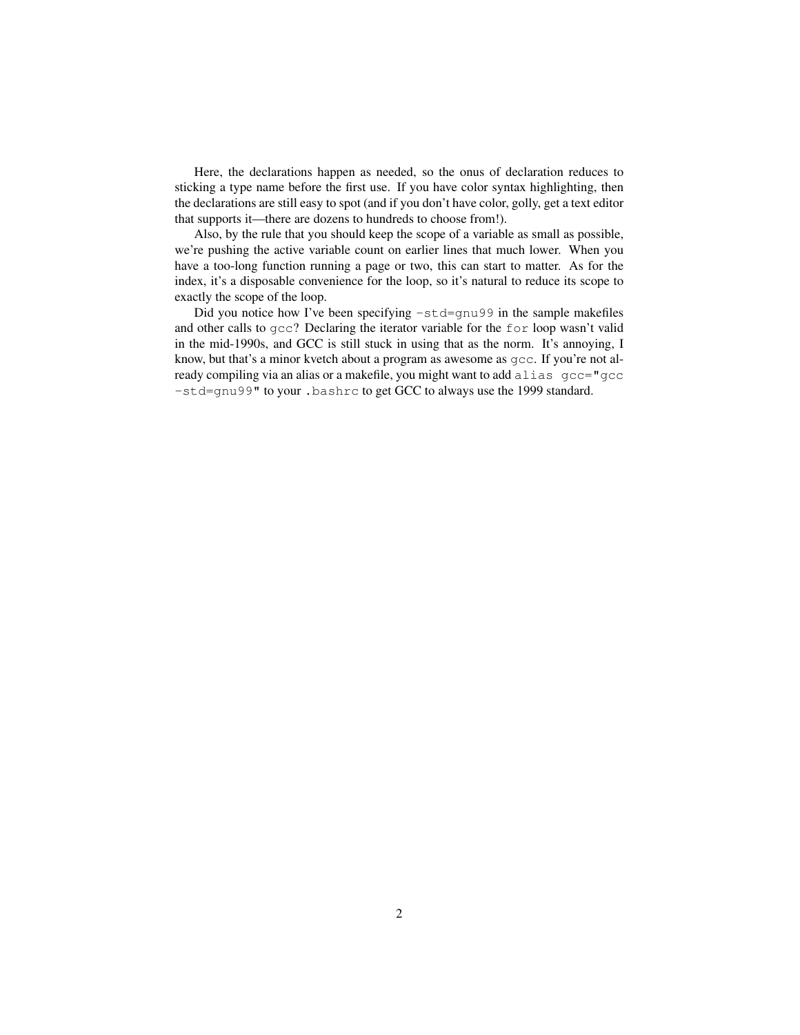Here, the declarations happen as needed, so the onus of declaration reduces to sticking a type name before the first use. If you have color syntax highlighting, then the declarations are still easy to spot (and if you don't have color, golly, get a text editor that supports it—there are dozens to hundreds to choose from!).

Also, by the rule that you should keep the scope of a variable as small as possible, we're pushing the active variable count on earlier lines that much lower. When you have a too-long function running a page or two, this can start to matter. As for the index, it's a disposable convenience for the loop, so it's natural to reduce its scope to exactly the scope of the loop.

Did you notice how I've been specifying `-std=gnu99` in the sample makefiles and other calls to `gcc`? Declaring the iterator variable for the `for` loop wasn't valid in the mid-1990s, and GCC is still stuck in using that as the norm. It's annoying, I know, but that's a minor kvetch about a program as awesome as `gcc`. If you're not already compiling via an alias or a makefile, you might want to add `alias gcc="gcc -std=gnu99"` to your `.bashrc` to get GCC to always use the 1999 standard.